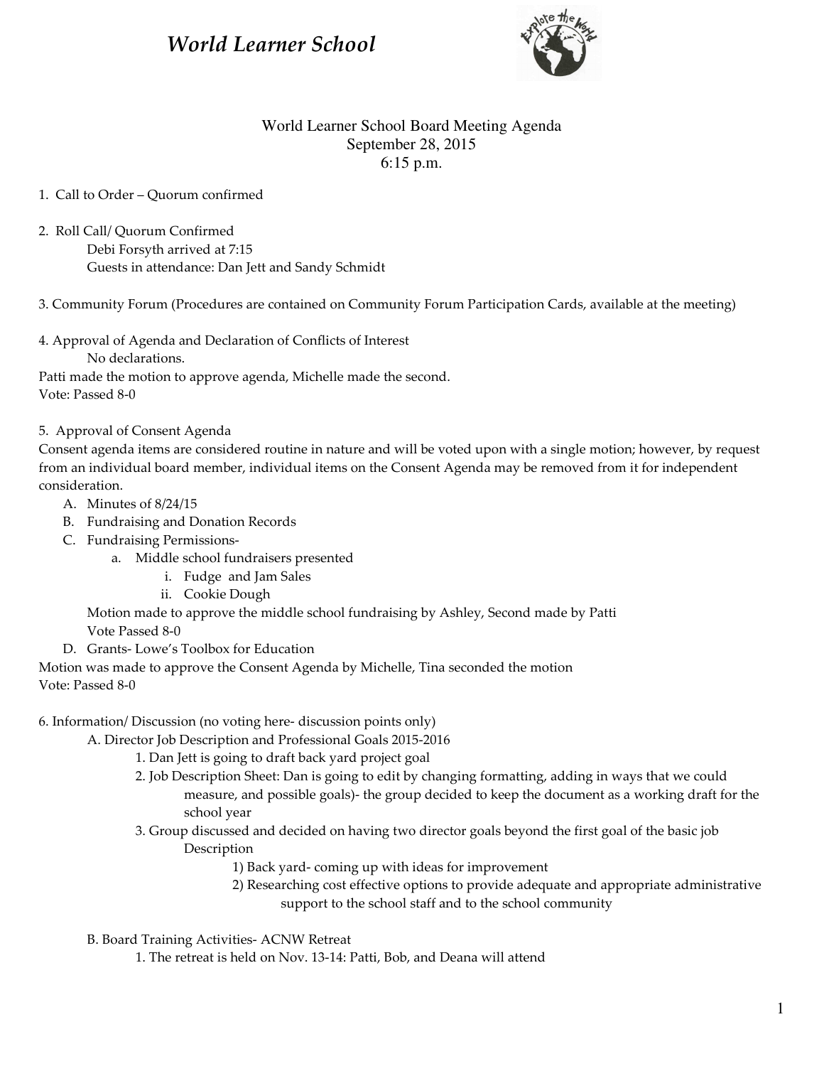# *World Learner School*

World Learner School Board Meeting Agenda
September 28, 2015
6:15 p.m.

1. Call to Order – Quorum confirmed

2. Roll Call/ Quorum Confirmed
   Debi Forsyth arrived at 7:15
   Guests in attendance: Dan Jett and Sandy Schmidt

3. Community Forum (Procedures are contained on Community Forum Participation Cards, available at the meeting)

4. Approval of Agenda and Declaration of Conflicts of Interest
   No declarations.
Patti made the motion to approve agenda, Michelle made the second.
Vote: Passed 8-0

5. Approval of Consent Agenda
Consent agenda items are considered routine in nature and will be voted upon with a single motion; however, by request from an individual board member, individual items on the Consent Agenda may be removed from it for independent consideration.

   A. Minutes of 8/24/15
   B. Fundraising and Donation Records
   C. Fundraising Permissions-
      a. Middle school fundraisers presented
         i. Fudge and Jam Sales
         ii. Cookie Dough

      Motion made to approve the middle school fundraising by Ashley, Second made by Patti
      Vote Passed 8-0
   D. Grants- Lowe's Toolbox for Education

Motion was made to approve the Consent Agenda by Michelle, Tina seconded the motion
Vote: Passed 8-0

6. Information/ Discussion (no voting here- discussion points only)
   A. Director Job Description and Professional Goals 2015-2016
      1. Dan Jett is going to draft back yard project goal
      2. Job Description Sheet: Dan is going to edit by changing formatting, adding in ways that we could measure, and possible goals)- the group decided to keep the document as a working draft for the school year
      3. Group discussed and decided on having two director goals beyond the first goal of the basic job Description
         1) Back yard- coming up with ideas for improvement
         2) Researching cost effective options to provide adequate and appropriate administrative support to the school staff and to the school community

   B. Board Training Activities- ACNW Retreat
      1. The retreat is held on Nov. 13-14: Patti, Bob, and Deana will attend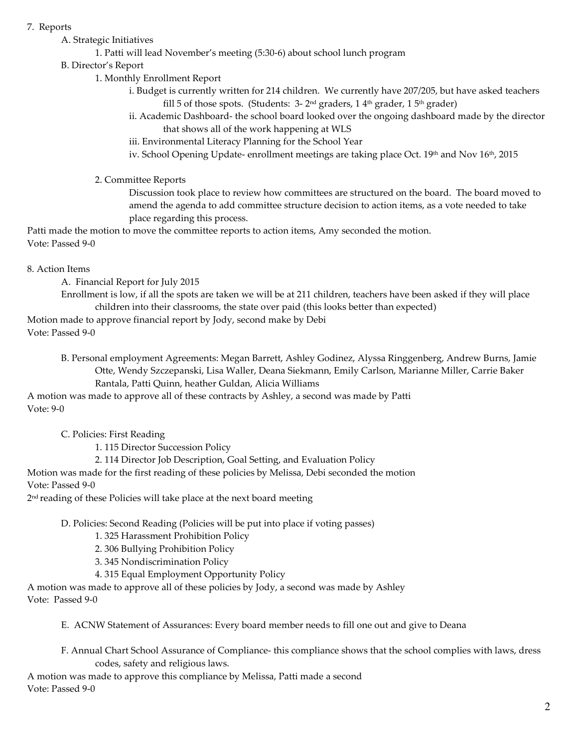7. Reports
   - A. Strategic Initiatives
     - 1. Patti will lead November's meeting (5:30-6) about school lunch program
   - B. Director's Report
     - 1. Monthly Enrollment Report
       - i. Budget is currently written for 214 children. We currently have 207/205, but have asked teachers fill 5 of those spots. (Students: 3- 2nd graders, 1 4th grader, 1 5th grader)
       - ii. Academic Dashboard- the school board looked over the ongoing dashboard made by the director that shows all of the work happening at WLS
       - iii. Environmental Literacy Planning for the School Year
       - iv. School Opening Update- enrollment meetings are taking place Oct. 19th and Nov 16th, 2015
     - 2. Committee Reports

       Discussion took place to review how committees are structured on the board. The board moved to amend the agenda to add committee structure decision to action items, as a vote needed to take place regarding this process.

Patti made the motion to move the committee reports to action items, Amy seconded the motion.
Vote: Passed 9-0

8. Action Items
   - A. Financial Report for July 2015

     Enrollment is low, if all the spots are taken we will be at 211 children, teachers have been asked if they will place children into their classrooms, the state over paid (this looks better than expected)

Motion made to approve financial report by Jody, second make by Debi
Vote: Passed 9-0

   - B. Personal employment Agreements: Megan Barrett, Ashley Godinez, Alyssa Ringgenberg, Andrew Burns, Jamie Otte, Wendy Szczepanski, Lisa Waller, Deana Siekmann, Emily Carlson, Marianne Miller, Carrie Baker Rantala, Patti Quinn, heather Guldan, Alicia Williams

A motion was made to approve all of these contracts by Ashley, a second was made by Patti
Vote: 9-0

   - C. Policies: First Reading
     - 1. 115 Director Succession Policy
     - 2. 114 Director Job Description, Goal Setting, and Evaluation Policy

Motion was made for the first reading of these policies by Melissa, Debi seconded the motion
Vote: Passed 9-0
2nd reading of these Policies will take place at the next board meeting

   - D. Policies: Second Reading (Policies will be put into place if voting passes)
     - 1. 325 Harassment Prohibition Policy
     - 2. 306 Bullying Prohibition Policy
     - 3. 345 Nondiscrimination Policy
     - 4. 315 Equal Employment Opportunity Policy

A motion was made to approve all of these policies by Jody, a second was made by Ashley
Vote: Passed 9-0

   - E. ACNW Statement of Assurances: Every board member needs to fill one out and give to Deana

   - F. Annual Chart School Assurance of Compliance- this compliance shows that the school complies with laws, dress codes, safety and religious laws.

A motion was made to approve this compliance by Melissa, Patti made a second
Vote: Passed 9-0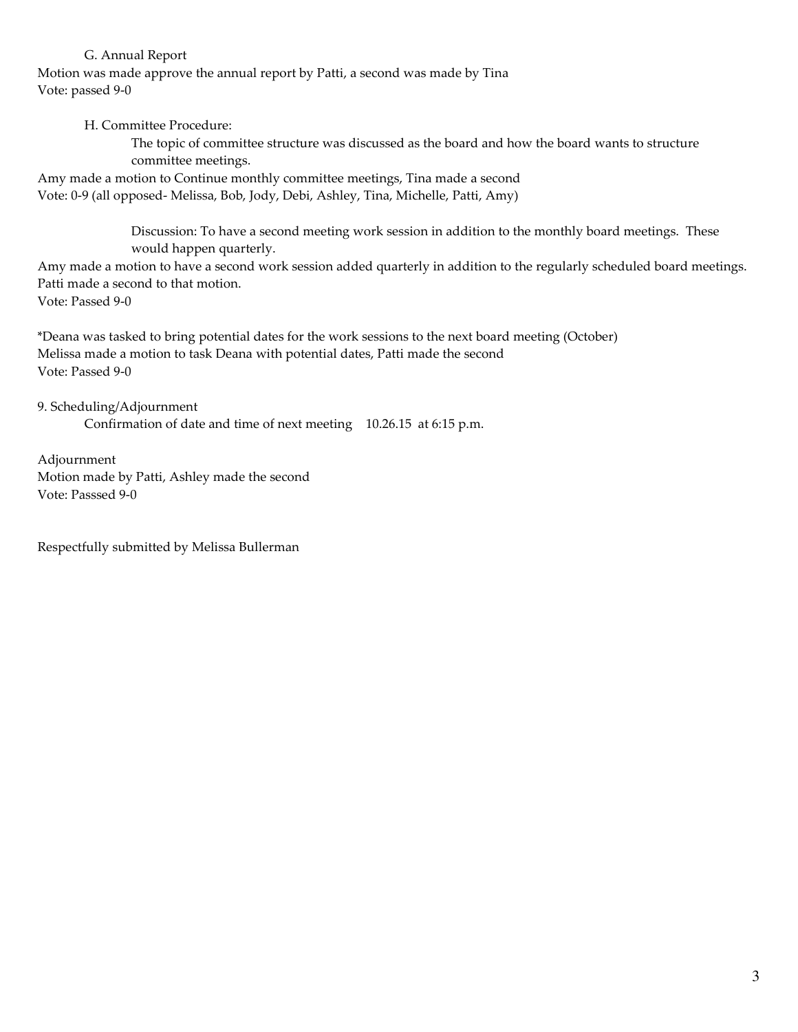G. Annual Report

Motion was made approve the annual report by Patti, a second was made by Tina
Vote: passed 9-0

H. Committee Procedure:

The topic of committee structure was discussed as the board and how the board wants to structure committee meetings.

Amy made a motion to Continue monthly committee meetings, Tina made a second
Vote: 0-9 (all opposed- Melissa, Bob, Jody, Debi, Ashley, Tina, Michelle, Patti, Amy)

Discussion: To have a second meeting work session in addition to the monthly board meetings. These would happen quarterly.

Amy made a motion to have a second work session added quarterly in addition to the regularly scheduled board meetings. Patti made a second to that motion.
Vote: Passed 9-0

*Deana was tasked to bring potential dates for the work sessions to the next board meeting (October)
Melissa made a motion to task Deana with potential dates, Patti made the second
Vote: Passed 9-0

9. Scheduling/Adjournment

Confirmation of date and time of next meeting 10.26.15 at 6:15 p.m.

Adjournment
Motion made by Patti, Ashley made the second
Vote: Passsed 9-0

Respectfully submitted by Melissa Bullerman